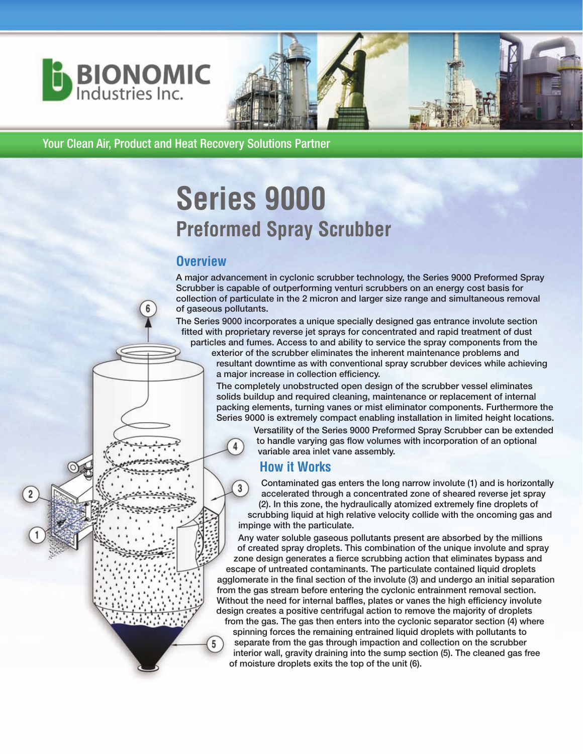# BIONOMIC Industries Inc.

Your Clean Air, Product and Heat Recovery Solutions Partner

# Series 9000

## Preformed Spray Scrubber

### Overview

A major advancement in cyclonic scrubber technology, the Series 9000 Preformed Spray Scrubber is capable of outperforming venturi scrubbers on an energy cost basis for collection of particulate in the 2 micron and larger size range and simultaneous removal of gaseous pollutants.

The Series 9000 incorporates a unique specially designed gas entrance involute section fitted with proprietary reverse jet sprays for concentrated and rapid treatment of dust particles and fumes. Access to and ability to service the spray components from the exterior of the scrubber eliminates the inherent maintenance problems and resultant downtime as with conventional spray scrubber devices while achieving a major increase in collection efficiency.

The completely unobstructed open design of the scrubber vessel eliminates solids buildup and required cleaning, maintenance or replacement of internal packing elements, turning vanes or mist eliminator components. Furthermore the Series 9000 is extremely compact enabling installation in limited height locations.

Versatility of the Series 9000 Preformed Spray Scrubber can be extended to handle varying gas flow volumes with incorporation of an optional variable area inlet vane assembly.

### How it Works

Contaminated gas enters the long narrow involute (1) and is horizontally accelerated through a concentrated zone of sheared reverse jet spray (2). In this zone, the hydraulically atomized extremely fine droplets of scrubbing liquid at high relative velocity collide with the oncoming gas and impinge with the particulate.

Any water soluble gaseous pollutants present are absorbed by the millions of created spray droplets. This combination of the unique involute and spray zone design generates a fierce scrubbing action that eliminates bypass and escape of untreated contaminants. The particulate contained liquid droplets agglomerate in the final section of the involute (3) and undergo an initial separation from the gas stream before entering the cyclonic entrainment removal section. Without the need for internal baffles, plates or vanes the high efficiency involute design creates a positive centrifugal action to remove the majority of droplets from the gas. The gas then enters into the cyclonic separator section (4) where spinning forces the remaining entrained liquid droplets with pollutants to separate from the gas through impaction and collection on the scrubber interior wall, gravity draining into the sump section (5). The cleaned gas free of moisture droplets exits the top of the unit (6).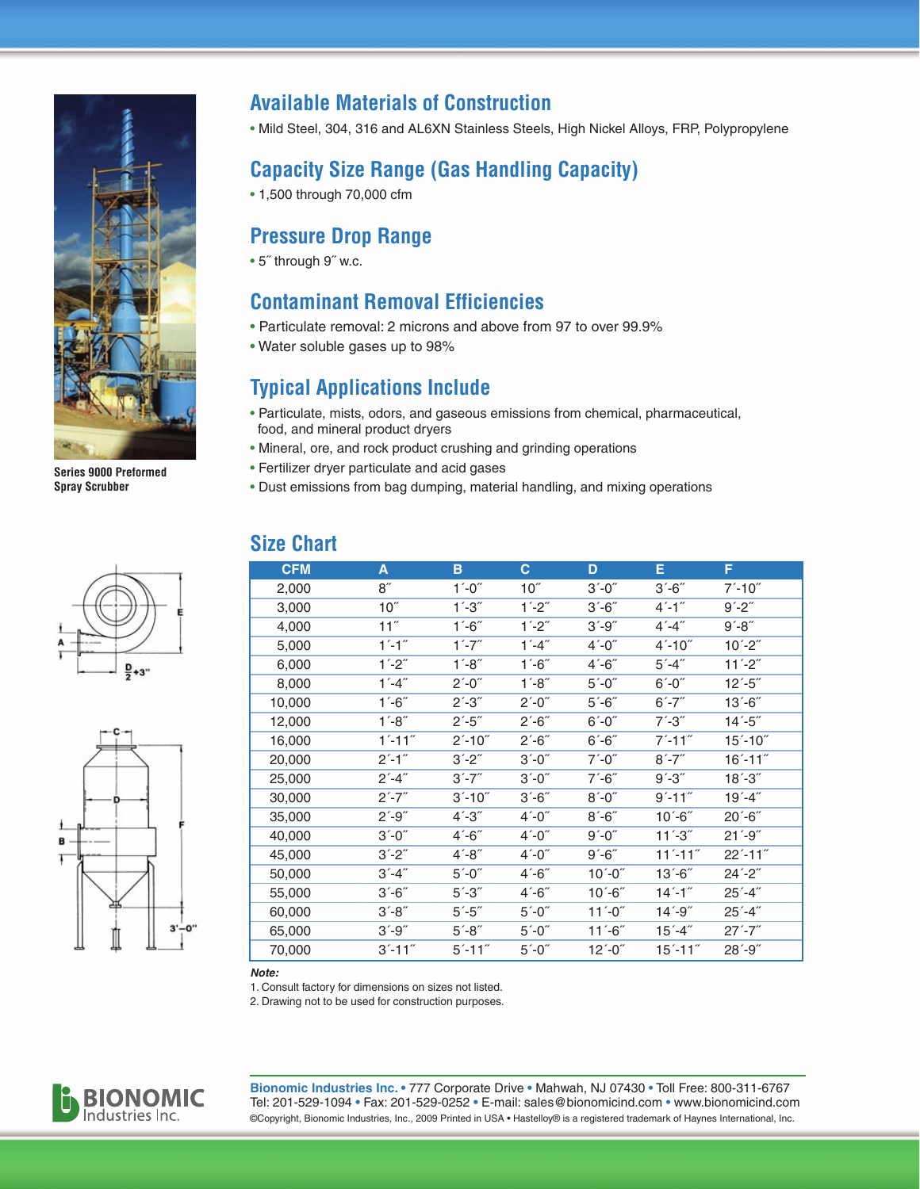Series 9000 Preformed Spray Scrubber

## Available Materials of Construction

- Mild Steel, 304, 316 and AL6XN Stainless Steels, High Nickel Alloys, FRP, Polypropylene

## Capacity Size Range (Gas Handling Capacity)

- 1,500 through 70,000 cfm

## Pressure Drop Range

- 5˝ through 9˝ w.c.

## Contaminant Removal Efficiencies

- Particulate removal: 2 microns and above from 97 to over 99.9%
- Water soluble gases up to 98%

## Typical Applications Include

- Particulate, mists, odors, and gaseous emissions from chemical, pharmaceutical, food, and mineral product dryers
- Mineral, ore, and rock product crushing and grinding operations
- Fertilizer dryer particulate and acid gases
- Dust emissions from bag dumping, material handling, and mixing operations

E

A

D/2+3"

C

D

F

B

3'–0"

## Size Chart

| CFM | A | B | C | D | E | F |
|---|---|---|---|---|---|---|
| 2,000 | 8˝ | 1´-0˝ | 10˝ | 3´-0˝ | 3´-6˝ | 7´-10˝ |
| 3,000 | 10˝ | 1´-3˝ | 1´-2˝ | 3´-6˝ | 4´-1˝ | 9´-2˝ |
| 4,000 | 11˝ | 1´-6˝ | 1´-2˝ | 3´-9˝ | 4´-4˝ | 9´-8˝ |
| 5,000 | 1´-1˝ | 1´-7˝ | 1´-4˝ | 4´-0˝ | 4´-10˝ | 10´-2˝ |
| 6,000 | 1´-2˝ | 1´-8˝ | 1´-6˝ | 4´-6˝ | 5´-4˝ | 11´-2˝ |
| 8,000 | 1´-4˝ | 2´-0˝ | 1´-8˝ | 5´-0˝ | 6´-0˝ | 12´-5˝ |
| 10,000 | 1´-6˝ | 2´-3˝ | 2´-0˝ | 5´-6˝ | 6´-7˝ | 13´-6˝ |
| 12,000 | 1´-8˝ | 2´-5˝ | 2´-6˝ | 6´-0˝ | 7´-3˝ | 14´-5˝ |
| 16,000 | 1´-11˝ | 2´-10˝ | 2´-6˝ | 6´-6˝ | 7´-11˝ | 15´-10˝ |
| 20,000 | 2´-1˝ | 3´-2˝ | 3´-0˝ | 7´-0˝ | 8´-7˝ | 16´-11˝ |
| 25,000 | 2´-4˝ | 3´-7˝ | 3´-0˝ | 7´-6˝ | 9´-3˝ | 18´-3˝ |
| 30,000 | 2´-7˝ | 3´-10˝ | 3´-6˝ | 8´-0˝ | 9´-11˝ | 19´-4˝ |
| 35,000 | 2´-9˝ | 4´-3˝ | 4´-0˝ | 8´-6˝ | 10´-6˝ | 20´-6˝ |
| 40,000 | 3´-0˝ | 4´-6˝ | 4´-0˝ | 9´-0˝ | 11´-3˝ | 21´-9˝ |
| 45,000 | 3´-2˝ | 4´-8˝ | 4´-0˝ | 9´-6˝ | 11´-11˝ | 22´-11˝ |
| 50,000 | 3´-4˝ | 5´-0˝ | 4´-6˝ | 10´-0˝ | 13´-6˝ | 24´-2˝ |
| 55,000 | 3´-6˝ | 5´-3˝ | 4´-6˝ | 10´-6˝ | 14´-1˝ | 25´-4˝ |
| 60,000 | 3´-8˝ | 5´-5˝ | 5´-0˝ | 11´-0˝ | 14´-9˝ | 25´-4˝ |
| 65,000 | 3´-9˝ | 5´-8˝ | 5´-0˝ | 11´-6˝ | 15´-4˝ | 27´-7˝ |
| 70,000 | 3´-11˝ | 5´-11˝ | 5´-0˝ | 12´-0˝ | 15´-11˝ | 28´-9˝ |

***Note:***

1. Consult factory for dimensions on sizes not listed.
2. Drawing not to be used for construction purposes.

BIONOMIC Industries Inc.

**Bionomic Industries Inc.** • 777 Corporate Drive • Mahwah, NJ 07430 • Toll Free: 800-311-6767
Tel: 201-529-1094 • Fax: 201-529-0252 • E-mail: sales@bionomicind.com • www.bionomicind.com
©Copyright, Bionomic Industries, Inc., 2009 Printed in USA • Hastelloy® is a registered trademark of Haynes International, Inc.